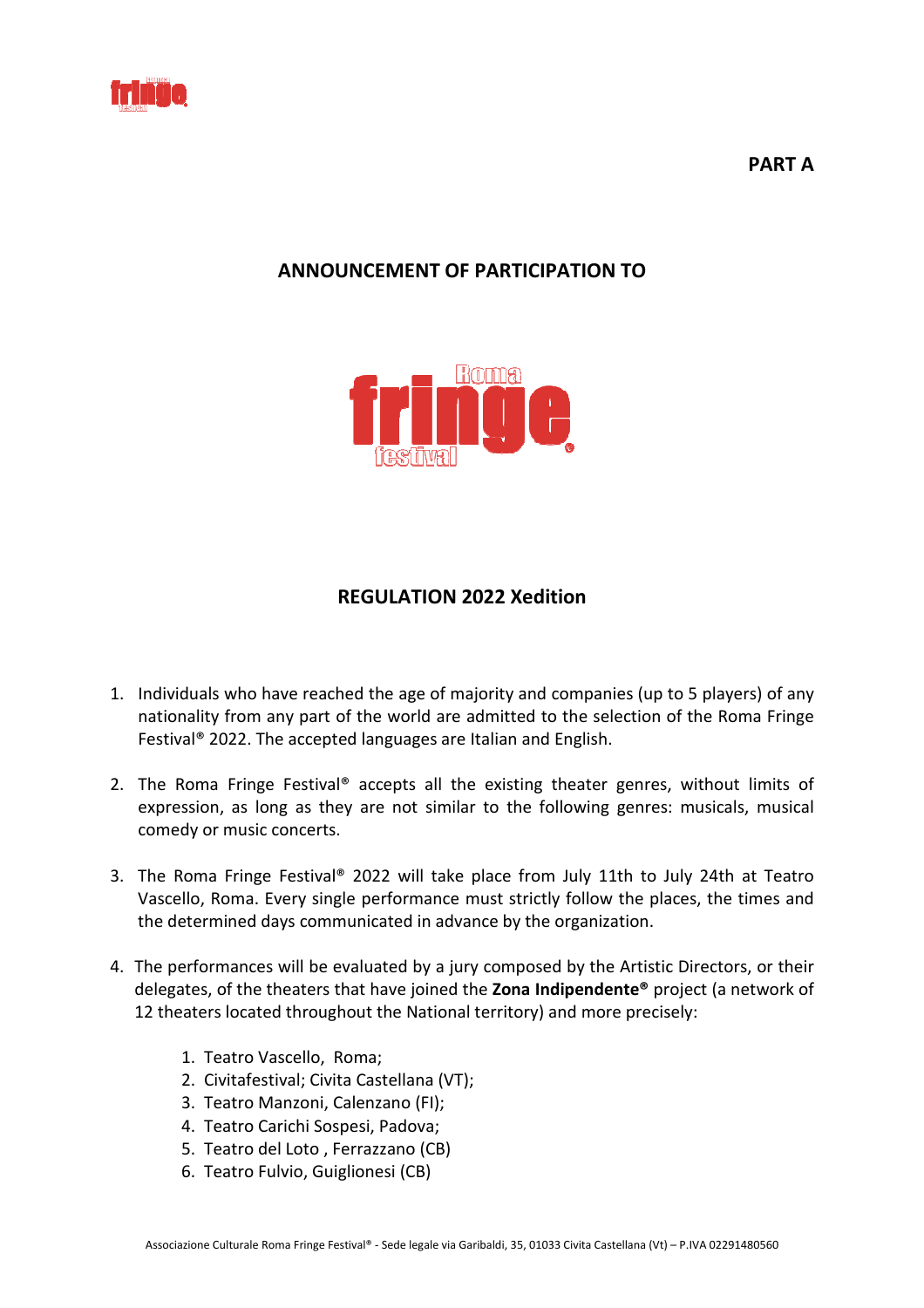**PART A**

## ANNOUNCEMENT OF PARTICIPATION TO

# REGULATION 2022 Xedition

1. Individuals who have reached the age of majority and companies (up to 5 players) of any nationality from any part of the world are admitted to the selection of the Roma Fringe Festival® 2022. The accepted languages are Italian and English.

2. The Roma Fringe Festival® accepts all the existing theater genres, without limits of expression, as long as they are not similar to the following genres: musicals, musical comedy or music concerts.

3. The Roma Fringe Festival® 2022 will take place from July 11th to July 24th at Teatro Vascello, Roma. Every single performance must strictly follow the places, the times and the determined days communicated in advance by the organization.

4. The performances will be evaluated by a jury composed by the Artistic Directors, or their delegates, of the theaters that have joined the **Zona Indipendente®** project (a network of 12 theaters located throughout the National territory) and more precisely:

    1. Teatro Vascello, Roma;
    2. Civitafestival; Civita Castellana (VT);
    3. Teatro Manzoni, Calenzano (FI);
    4. Teatro Carichi Sospesi, Padova;
    5. Teatro del Loto , Ferrazzano (CB)
    6. Teatro Fulvio, Guiglionesi (CB)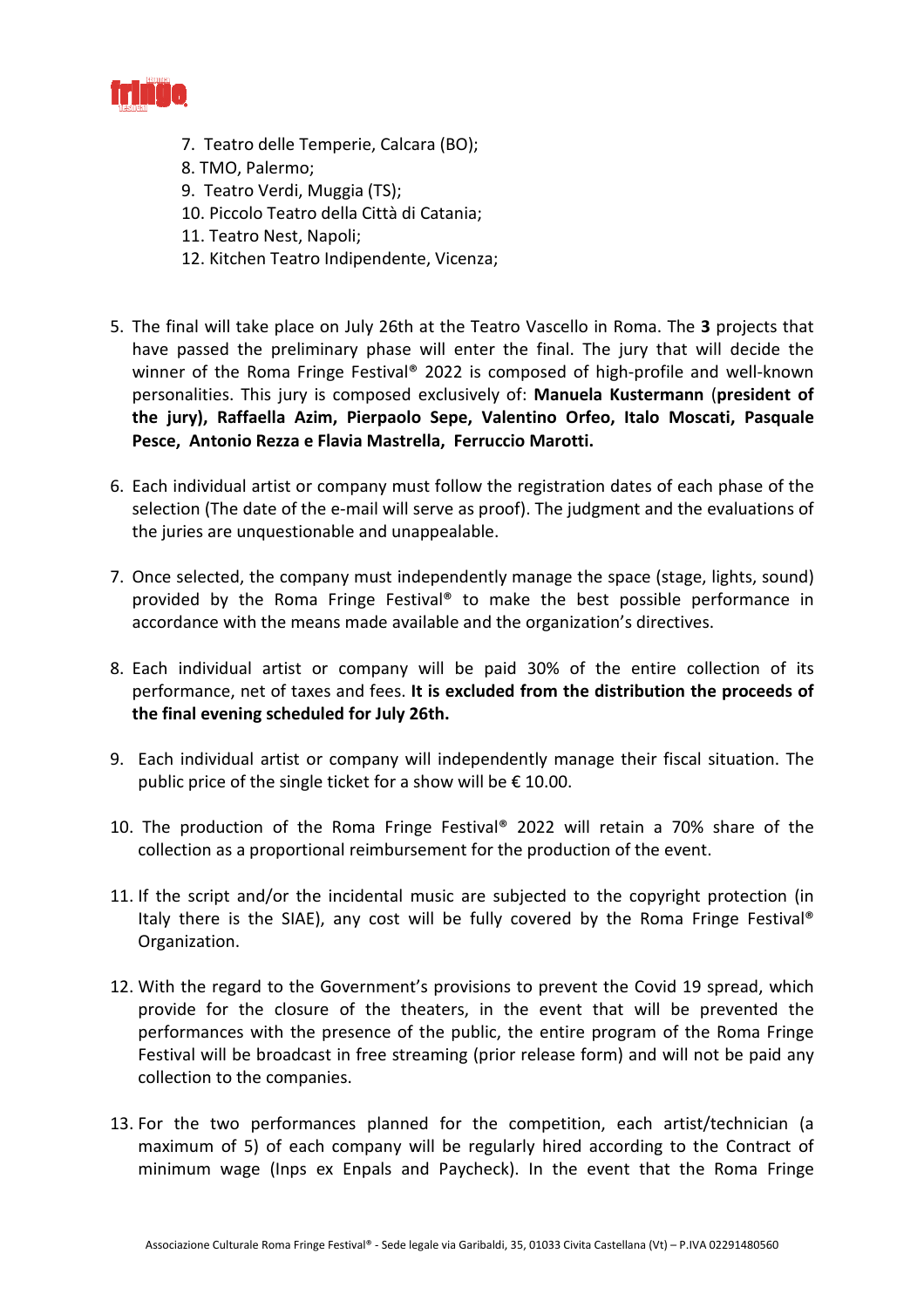7. Teatro delle Temperie, Calcara (BO);
8. TMO, Palermo;
9. Teatro Verdi, Muggia (TS);
10. Piccolo Teatro della Città di Catania;
11. Teatro Nest, Napoli;
12. Kitchen Teatro Indipendente, Vicenza;

5. The final will take place on July 26th at the Teatro Vascello in Roma. The **3** projects that have passed the preliminary phase will enter the final. The jury that will decide the winner of the Roma Fringe Festival® 2022 is composed of high-profile and well-known personalities. This jury is composed exclusively of: **Manuela Kustermann** (**president of the jury), Raffaella Azim, Pierpaolo Sepe, Valentino Orfeo, Italo Moscati, Pasquale Pesce, Antonio Rezza e Flavia Mastrella, Ferruccio Marotti.**

6. Each individual artist or company must follow the registration dates of each phase of the selection (The date of the e-mail will serve as proof). The judgment and the evaluations of the juries are unquestionable and unappealable.

7. Once selected, the company must independently manage the space (stage, lights, sound) provided by the Roma Fringe Festival® to make the best possible performance in accordance with the means made available and the organization's directives.

8. Each individual artist or company will be paid 30% of the entire collection of its performance, net of taxes and fees. **It is excluded from the distribution the proceeds of the final evening scheduled for July 26th.**

9. Each individual artist or company will independently manage their fiscal situation. The public price of the single ticket for a show will be € 10.00.

10. The production of the Roma Fringe Festival® 2022 will retain a 70% share of the collection as a proportional reimbursement for the production of the event.

11. If the script and/or the incidental music are subjected to the copyright protection (in Italy there is the SIAE), any cost will be fully covered by the Roma Fringe Festival® Organization.

12. With the regard to the Government's provisions to prevent the Covid 19 spread, which provide for the closure of the theaters, in the event that will be prevented the performances with the presence of the public, the entire program of the Roma Fringe Festival will be broadcast in free streaming (prior release form) and will not be paid any collection to the companies.

13. For the two performances planned for the competition, each artist/technician (a maximum of 5) of each company will be regularly hired according to the Contract of minimum wage (Inps ex Enpals and Paycheck). In the event that the Roma Fringe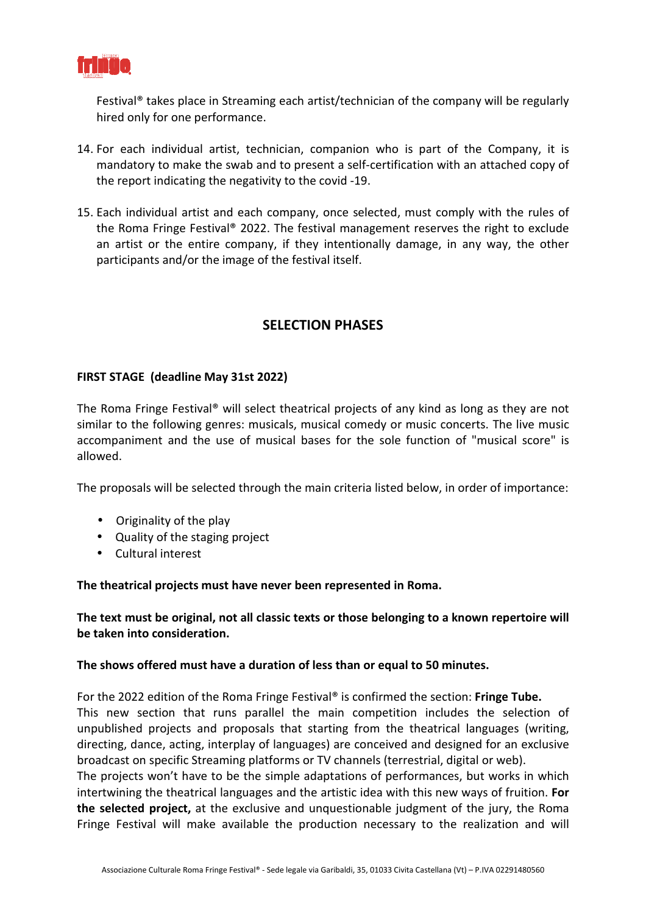Festival® takes place in Streaming each artist/technician of the company will be regularly hired only for one performance.

14. For each individual artist, technician, companion who is part of the Company, it is mandatory to make the swab and to present a self-certification with an attached copy of the report indicating the negativity to the covid -19.

15. Each individual artist and each company, once selected, must comply with the rules of the Roma Fringe Festival® 2022. The festival management reserves the right to exclude an artist or the entire company, if they intentionally damage, in any way, the other participants and/or the image of the festival itself.

## SELECTION PHASES

**FIRST STAGE (deadline May 31st 2022)**

The Roma Fringe Festival® will select theatrical projects of any kind as long as they are not similar to the following genres: musicals, musical comedy or music concerts. The live music accompaniment and the use of musical bases for the sole function of "musical score" is allowed.

The proposals will be selected through the main criteria listed below, in order of importance:

- Originality of the play
- Quality of the staging project
- Cultural interest

**The theatrical projects must have never been represented in Roma.**

**The text must be original, not all classic texts or those belonging to a known repertoire will be taken into consideration.**

**The shows offered must have a duration of less than or equal to 50 minutes.**

For the 2022 edition of the Roma Fringe Festival® is confirmed the section: **Fringe Tube.**
This new section that runs parallel the main competition includes the selection of unpublished projects and proposals that starting from the theatrical languages (writing, directing, dance, acting, interplay of languages) are conceived and designed for an exclusive broadcast on specific Streaming platforms or TV channels (terrestrial, digital or web).
The projects won't have to be the simple adaptations of performances, but works in which intertwining the theatrical languages and the artistic idea with this new ways of fruition. **For the selected project,** at the exclusive and unquestionable judgment of the jury, the Roma Fringe Festival will make available the production necessary to the realization and will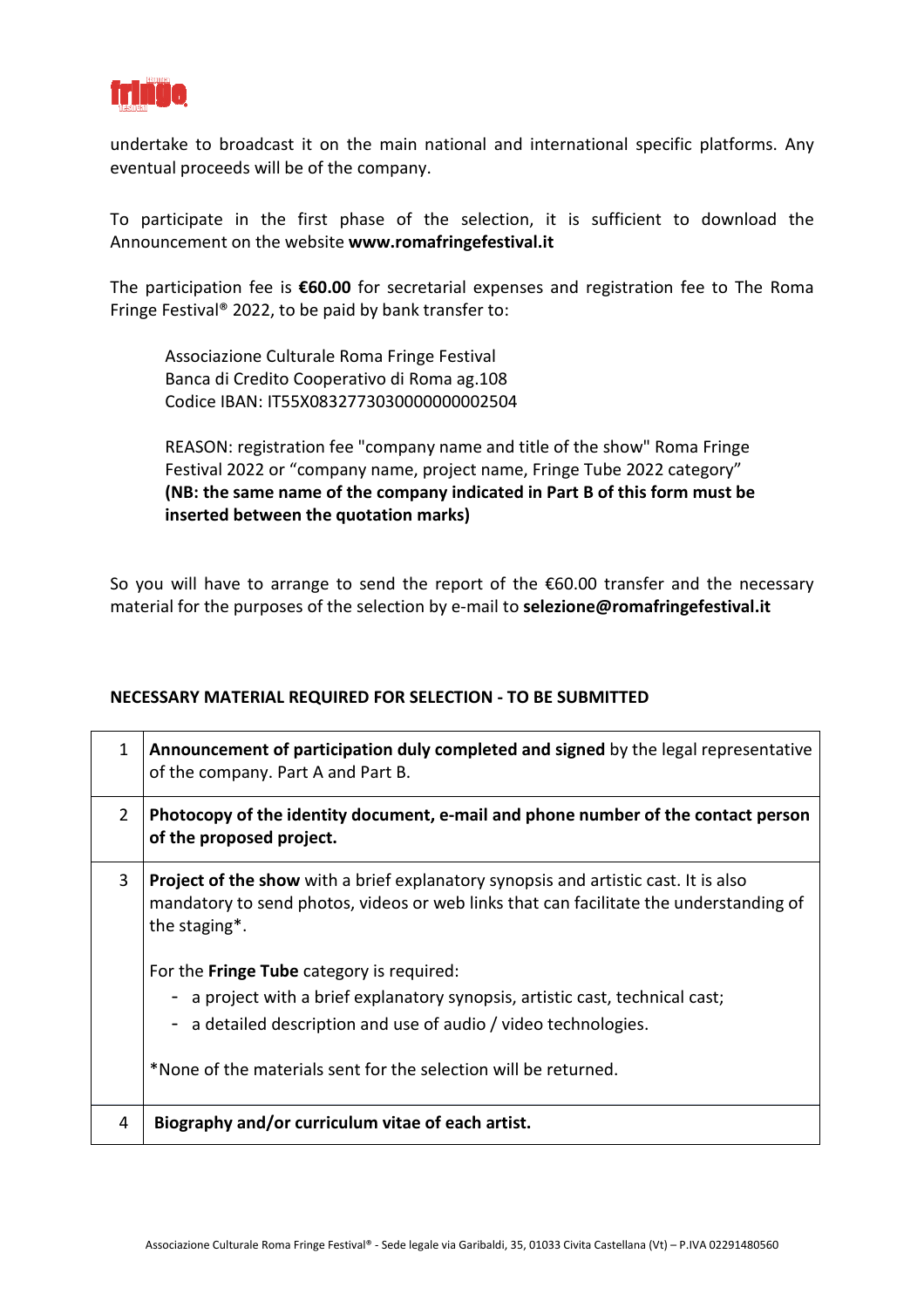undertake to broadcast it on the main national and international specific platforms. Any eventual proceeds will be of the company.

To participate in the first phase of the selection, it is sufficient to download the Announcement on the website **www.romafringefestival.it**

The participation fee is **€60.00** for secretarial expenses and registration fee to The Roma Fringe Festival® 2022, to be paid by bank transfer to:

Associazione Culturale Roma Fringe Festival
Banca di Credito Cooperativo di Roma ag.108
Codice IBAN: IT55X0832773030000000002504

REASON: registration fee "company name and title of the show" Roma Fringe Festival 2022 or "company name, project name, Fringe Tube 2022 category" **(NB: the same name of the company indicated in Part B of this form must be inserted between the quotation marks)**

So you will have to arrange to send the report of the €60.00 transfer and the necessary material for the purposes of the selection by e-mail to **selezione@romafringefestival.it**

**NECESSARY MATERIAL REQUIRED FOR SELECTION - TO BE SUBMITTED**

| | |
|---|---|
| 1 | **Announcement of participation duly completed and signed** by the legal representative of the company. Part A and Part B. |
| 2 | **Photocopy of the identity document, e-mail and phone number of the contact person of the proposed project.** |
| 3 | **Project of the show** with a brief explanatory synopsis and artistic cast. It is also mandatory to send photos, videos or web links that can facilitate the understanding of the staging*.<br><br>For the **Fringe Tube** category is required:<br>- a project with a brief explanatory synopsis, artistic cast, technical cast;<br>- a detailed description and use of audio / video technologies.<br><br>*None of the materials sent for the selection will be returned. |
| 4 | **Biography and/or curriculum vitae of each artist.** |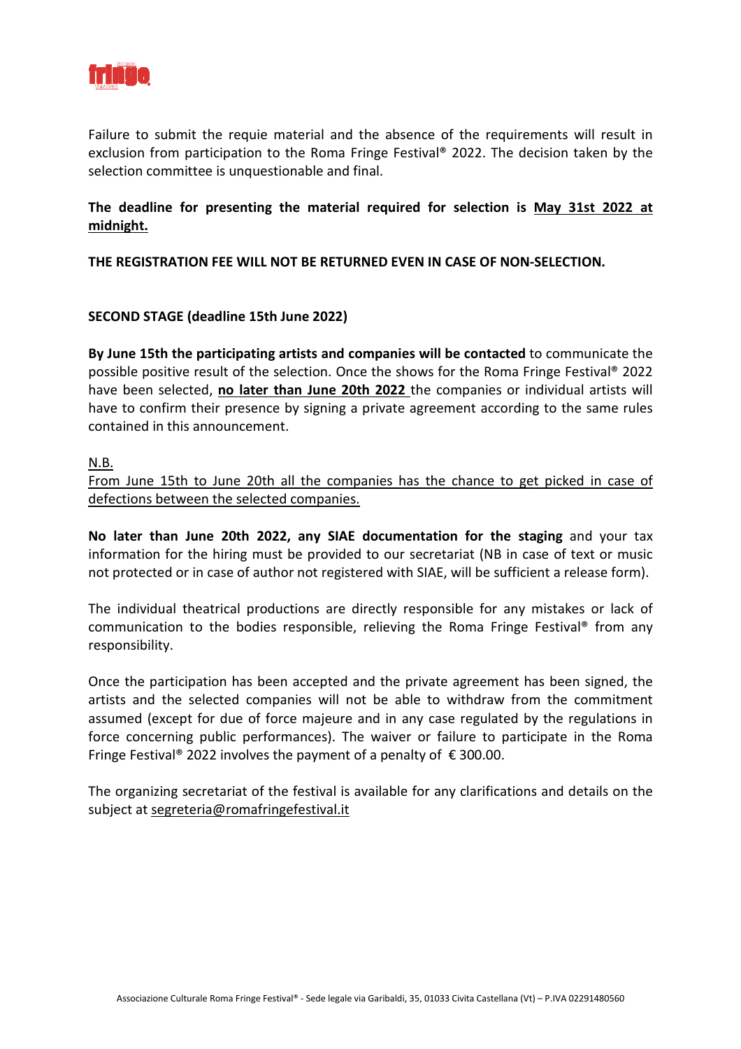Failure to submit the requie material and the absence of the requirements will result in exclusion from participation to the Roma Fringe Festival® 2022. The decision taken by the selection committee is unquestionable and final.

**The deadline for presenting the material required for selection is <u>May 31st 2022 at midnight.</u>**

**THE REGISTRATION FEE WILL NOT BE RETURNED EVEN IN CASE OF NON-SELECTION.**

**SECOND STAGE (deadline 15th June 2022)**

**By June 15th the participating artists and companies will be contacted** to communicate the possible positive result of the selection. Once the shows for the Roma Fringe Festival® 2022 have been selected, **<u>no later than June 20th 2022</u>** the companies or individual artists will have to confirm their presence by signing a private agreement according to the same rules contained in this announcement.

<u>N.B.</u>

<u>From June 15th to June 20th all the companies has the chance to get picked in case of defections between the selected companies.</u>

**No later than June 20th 2022, any SIAE documentation for the staging** and your tax information for the hiring must be provided to our secretariat (NB in case of text or music not protected or in case of author not registered with SIAE, will be sufficient a release form).

The individual theatrical productions are directly responsible for any mistakes or lack of communication to the bodies responsible, relieving the Roma Fringe Festival® from any responsibility.

Once the participation has been accepted and the private agreement has been signed, the artists and the selected companies will not be able to withdraw from the commitment assumed (except for due of force majeure and in any case regulated by the regulations in force concerning public performances). The waiver or failure to participate in the Roma Fringe Festival® 2022 involves the payment of a penalty of € 300.00.

The organizing secretariat of the festival is available for any clarifications and details on the subject at <u>segreteria@romafringefestival.it</u>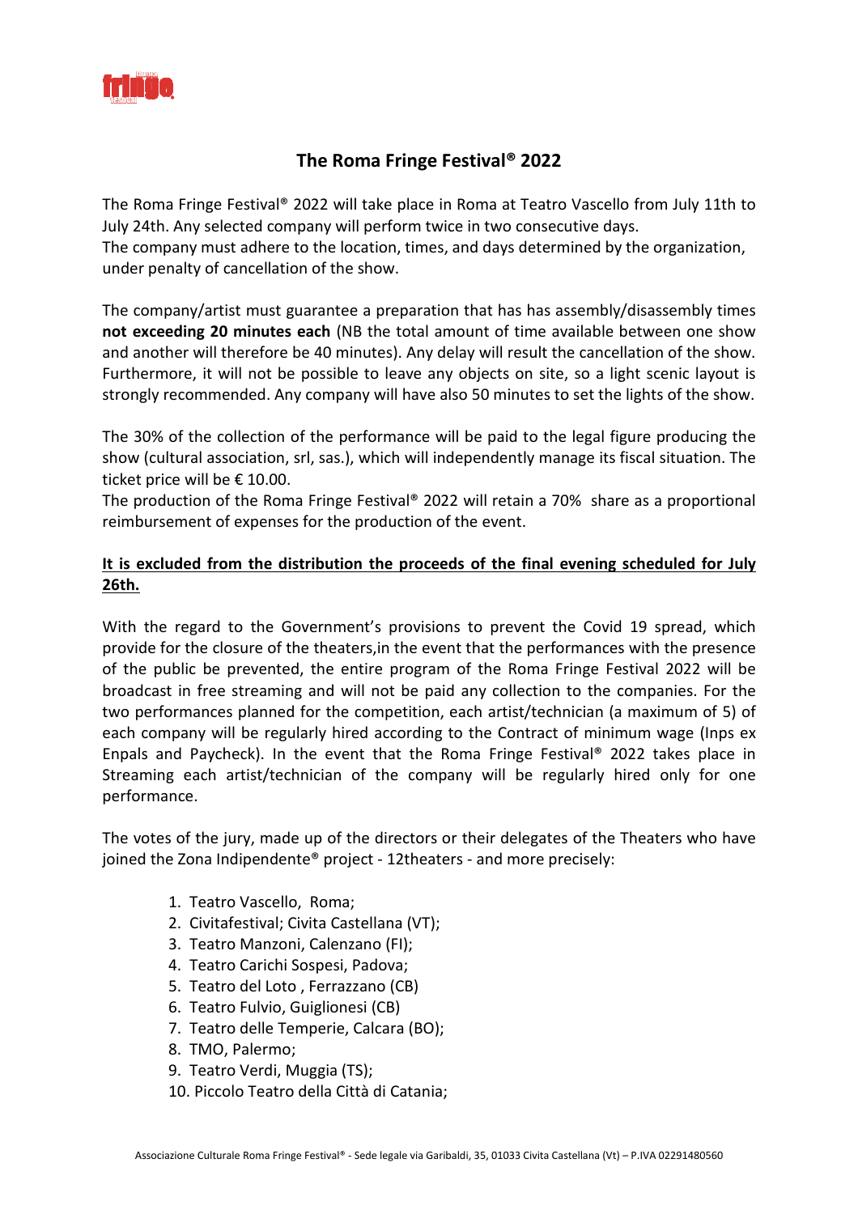# The Roma Fringe Festival® 2022

The Roma Fringe Festival® 2022 will take place in Roma at Teatro Vascello from July 11th to July 24th. Any selected company will perform twice in two consecutive days.
The company must adhere to the location, times, and days determined by the organization, under penalty of cancellation of the show.

The company/artist must guarantee a preparation that has has assembly/disassembly times **not exceeding 20 minutes each** (NB the total amount of time available between one show and another will therefore be 40 minutes). Any delay will result the cancellation of the show. Furthermore, it will not be possible to leave any objects on site, so a light scenic layout is strongly recommended. Any company will have also 50 minutes to set the lights of the show.

The 30% of the collection of the performance will be paid to the legal figure producing the show (cultural association, srl, sas.), which will independently manage its fiscal situation. The ticket price will be € 10.00.
The production of the Roma Fringe Festival® 2022 will retain a 70% share as a proportional reimbursement of expenses for the production of the event.

**It is excluded from the distribution the proceeds of the final evening scheduled for July 26th.**

With the regard to the Government's provisions to prevent the Covid 19 spread, which provide for the closure of the theaters,in the event that the performances with the presence of the public be prevented, the entire program of the Roma Fringe Festival 2022 will be broadcast in free streaming and will not be paid any collection to the companies. For the two performances planned for the competition, each artist/technician (a maximum of 5) of each company will be regularly hired according to the Contract of minimum wage (Inps ex Enpals and Paycheck). In the event that the Roma Fringe Festival® 2022 takes place in Streaming each artist/technician of the company will be regularly hired only for one performance.

The votes of the jury, made up of the directors or their delegates of the Theaters who have joined the Zona Indipendente® project - 12theaters - and more precisely:

1. Teatro Vascello, Roma;
2. Civitafestival; Civita Castellana (VT);
3. Teatro Manzoni, Calenzano (FI);
4. Teatro Carichi Sospesi, Padova;
5. Teatro del Loto , Ferrazzano (CB)
6. Teatro Fulvio, Guiglionesi (CB)
7. Teatro delle Temperie, Calcara (BO);
8. TMO, Palermo;
9. Teatro Verdi, Muggia (TS);
10. Piccolo Teatro della Città di Catania;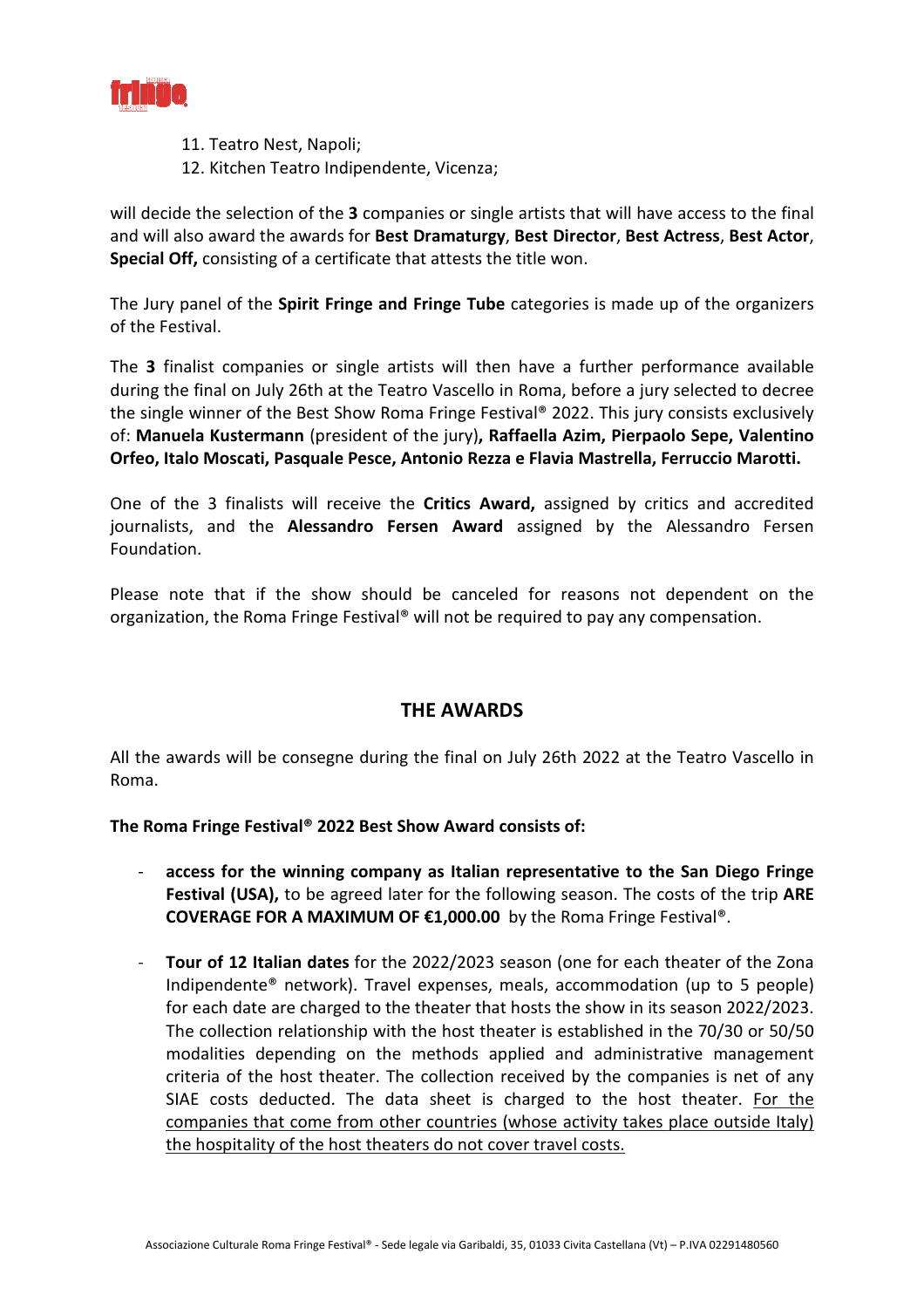11. Teatro Nest, Napoli;
12. Kitchen Teatro Indipendente, Vicenza;

will decide the selection of the **3** companies or single artists that will have access to the final and will also award the awards for **Best Dramaturgy**, **Best Director**, **Best Actress**, **Best Actor**, **Special Off,** consisting of a certificate that attests the title won.

The Jury panel of the **Spirit Fringe and Fringe Tube** categories is made up of the organizers of the Festival.

The **3** finalist companies or single artists will then have a further performance available during the final on July 26th at the Teatro Vascello in Roma, before a jury selected to decree the single winner of the Best Show Roma Fringe Festival® 2022. This jury consists exclusively of: **Manuela Kustermann** (president of the jury)**, Raffaella Azim, Pierpaolo Sepe, Valentino Orfeo, Italo Moscati, Pasquale Pesce, Antonio Rezza e Flavia Mastrella, Ferruccio Marotti.**

One of the 3 finalists will receive the **Critics Award,** assigned by critics and accredited journalists, and the **Alessandro Fersen Award** assigned by the Alessandro Fersen Foundation.

Please note that if the show should be canceled for reasons not dependent on the organization, the Roma Fringe Festival® will not be required to pay any compensation.

## THE AWARDS

All the awards will be consegne during the final on July 26th 2022 at the Teatro Vascello in Roma.

**The Roma Fringe Festival® 2022 Best Show Award consists of:**

- **access for the winning company as Italian representative to the San Diego Fringe Festival (USA),** to be agreed later for the following season. The costs of the trip **ARE COVERAGE FOR A MAXIMUM OF €1,000.00** by the Roma Fringe Festival®.
- **Tour of 12 Italian dates** for the 2022/2023 season (one for each theater of the Zona Indipendente® network). Travel expenses, meals, accommodation (up to 5 people) for each date are charged to the theater that hosts the show in its season 2022/2023. The collection relationship with the host theater is established in the 70/30 or 50/50 modalities depending on the methods applied and administrative management criteria of the host theater. The collection received by the companies is net of any SIAE costs deducted. The data sheet is charged to the host theater. <u>For the companies that come from other countries (whose activity takes place outside Italy) the hospitality of the host theaters do not cover travel costs.</u>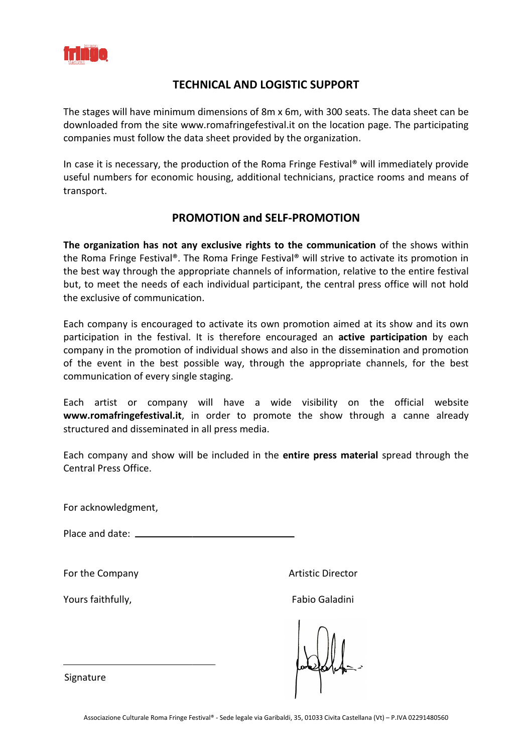## TECHNICAL AND LOGISTIC SUPPORT

The stages will have minimum dimensions of 8m x 6m, with 300 seats. The data sheet can be downloaded from the site www.romafringefestival.it on the location page. The participating companies must follow the data sheet provided by the organization.

In case it is necessary, the production of the Roma Fringe Festival® will immediately provide useful numbers for economic housing, additional technicians, practice rooms and means of transport.

## PROMOTION and SELF-PROMOTION

**The organization has not any exclusive rights to the communication** of the shows within the Roma Fringe Festival®. The Roma Fringe Festival® will strive to activate its promotion in the best way through the appropriate channels of information, relative to the entire festival but, to meet the needs of each individual participant, the central press office will not hold the exclusive of communication.

Each company is encouraged to activate its own promotion aimed at its show and its own participation in the festival. It is therefore encouraged an **active participation** by each company in the promotion of individual shows and also in the dissemination and promotion of the event in the best possible way, through the appropriate channels, for the best communication of every single staging.

Each artist or company will have a wide visibility on the official website **www.romafringefestival.it**, in order to promote the show through a canne already structured and disseminated in all press media.

Each company and show will be included in the **entire press material** spread through the Central Press Office.

For acknowledgment,

Place and date: ______________________________

For the Company

Yours faithfully,

______________________________

Signature

Artistic Director

Fabio Galadini

Associazione Culturale Roma Fringe Festival® - Sede legale via Garibaldi, 35, 01033 Civita Castellana (Vt) – P.IVA 02291480560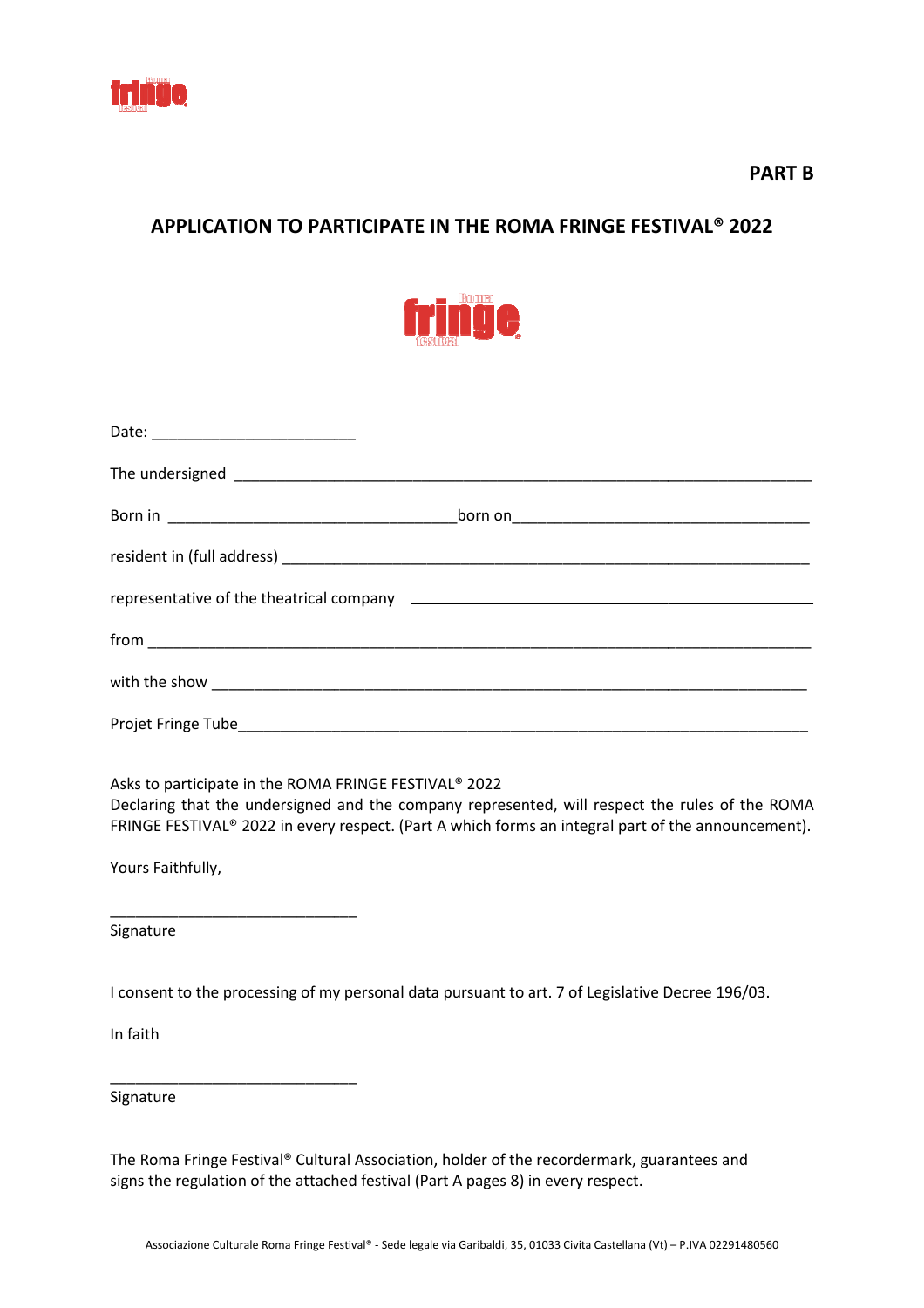**PART B**

## APPLICATION TO PARTICIPATE IN THE ROMA FRINGE FESTIVAL® 2022

Date: ________________________

The undersigned ____________________________________________________________________

Born in __________________________________born on__________________________________

resident in (full address) ____________________________________________________________

representative of the theatrical company ______________________________________________

from ____________________________________________________________________________

with the show ______________________________________________________________________

Projet Fringe Tube___________________________________________________________________

Asks to participate in the ROMA FRINGE FESTIVAL® 2022
Declaring that the undersigned and the company represented, will respect the rules of the ROMA FRINGE FESTIVAL® 2022 in every respect. (Part A which forms an integral part of the announcement).

Yours Faithfully,

_____________________________
Signature

I consent to the processing of my personal data pursuant to art. 7 of Legislative Decree 196/03.

In faith

_____________________________
Signature

The Roma Fringe Festival® Cultural Association, holder of the recordermark, guarantees and signs the regulation of the attached festival (Part A pages 8) in every respect.

Associazione Culturale Roma Fringe Festival® - Sede legale via Garibaldi, 35, 01033 Civita Castellana (Vt) – P.IVA 02291480560